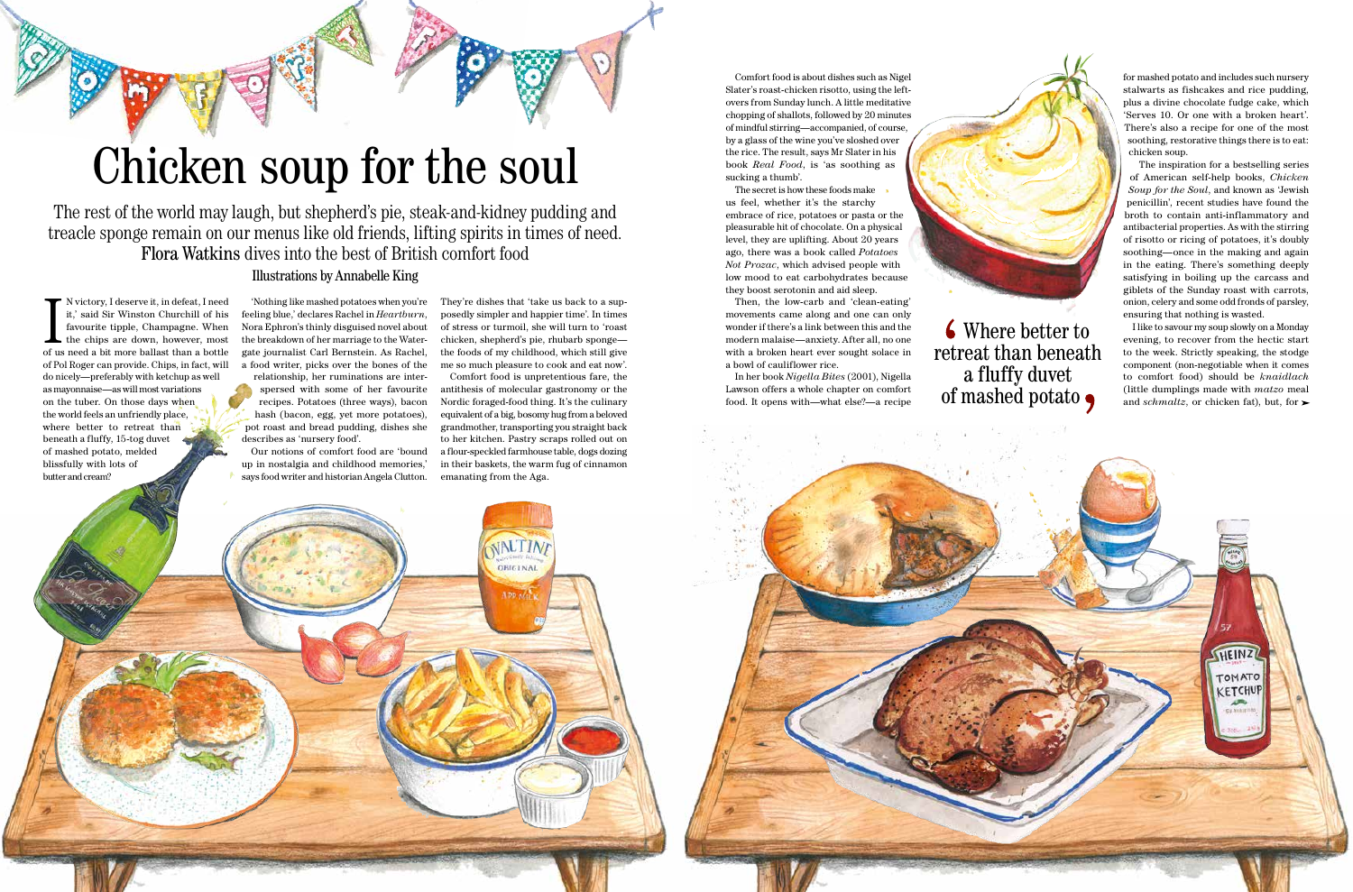# Chicken soup for the soul

The rest of the world may laugh, but shepherd's pie, steak-and-kidney pudding and treacle sponge remain on our menus like old friends, lifting spirits in times of need. **Flora Watkins** dives into the best of British comfort food

Illustrations by Annabelle King

In victory, I deserve it, in defeat, I need it,' said Sir Winston Churchill of his favourite tipple, Champagne. When the chips are down, however, most of us need a bit more ballast than a bottle of Pol Roger can provide. Chips, in fact, will do nicely—preferably with ketchup as well as mayonnaise—as will most variations on the tuber. On those days when the world feels an unfriendly place, where better to retreat than beneath a fluffy, 15-tog duvet of mashed potato, melded blissfully with lots of butter and cream?

'Nothing like mashed potatoes when you're feeling blue,' declares Rachel in *Heartburn*, Nora Ephron's thinly disguised novel about the breakdown of her marriage to the Watergate journalist Carl Bernstein. As Rachel, a food writer, picks over the bones of the relationship, her ruminations are interspersed with some of her favourite recipes. Potatoes (three ways), bacon hash (bacon, egg, yet more potatoes), pot roast and bread pudding, dishes she describes as 'nursery food'.

Our notions of comfort food are 'bound up in nostalgia and childhood memories,' says food writer and historian Angela Clutton. They're dishes that 'take us back to a supposedly simpler and happier time'. In times of stress or turmoil, she will turn to 'roast chicken, shepherd's pie, rhubarb sponge—the foods of my childhood, which still give me so much pleasure to cook and eat now'.

Comfort food is unpretentious fare, the antithesis of molecular gastronomy or the Nordic foraged-food thing. It's the culinary equivalent of a big, bosomy hug from a beloved grandmother, transporting you straight back to her kitchen. Pastry scraps rolled out on a flour-speckled farmhouse table, dogs dozing in their baskets, the warm fug of cinnamon emanating from the Aga.

Comfort food is about dishes such as Nigel Slater's roast-chicken risotto, using the leftovers from Sunday lunch. A little meditative chopping of shallots, followed by 20 minutes of mindful stirring—accompanied, of course, by a glass of the wine you've sloshed over the rice. The result, says Mr Slater in his book *Real Food*, is 'as soothing as sucking a thumb'.

The secret is how these foods make us feel, whether it's the starchy embrace of rice, potatoes or pasta or the pleasurable hit of chocolate. On a physical level, they are uplifting. About 20 years ago, there was a book called *Potatoes Not Prozac*, which advised people with low mood to eat carbohydrates because they boost serotonin and aid sleep.

Then, the low-carb and 'clean-eating' movements came along and one can only wonder if there's a link between this and the modern malaise—anxiety. After all, no one with a broken heart ever sought solace in a bowl of cauliflower rice.

In her book *Nigella Bites* (2001), Nigella Lawson offers a whole chapter on comfort food. It opens with—what else?—a recipe for mashed potato and includes such nursery stalwarts as fishcakes and rice pudding, plus a divine chocolate fudge cake, which 'Serves 10. Or one with a broken heart'. There's also a recipe for one of the most soothing, restorative things there is to eat: chicken soup.

> 'Where better to retreat than beneath a fluffy duvet of mashed potato'

The inspiration for a bestselling series of American self-help books, *Chicken Soup for the Soul*, and known as 'Jewish penicillin', recent studies have found the broth to contain anti-inflammatory and antibacterial properties. As with the stirring of risotto or ricing of potatoes, it's doubly soothing—once in the making and again in the eating. There's something deeply satisfying in boiling up the carcass and giblets of the Sunday roast with carrots, onion, celery and some odd fronds of parsley, ensuring that nothing is wasted.

I like to savour my soup slowly on a Monday evening, to recover from the hectic start to the week. Strictly speaking, the stodge component (non-negotiable when it comes to comfort food) should be *knaidlach* (little dumplings made with *matzo* meal and *schmaltz*, or chicken fat), but, for ➤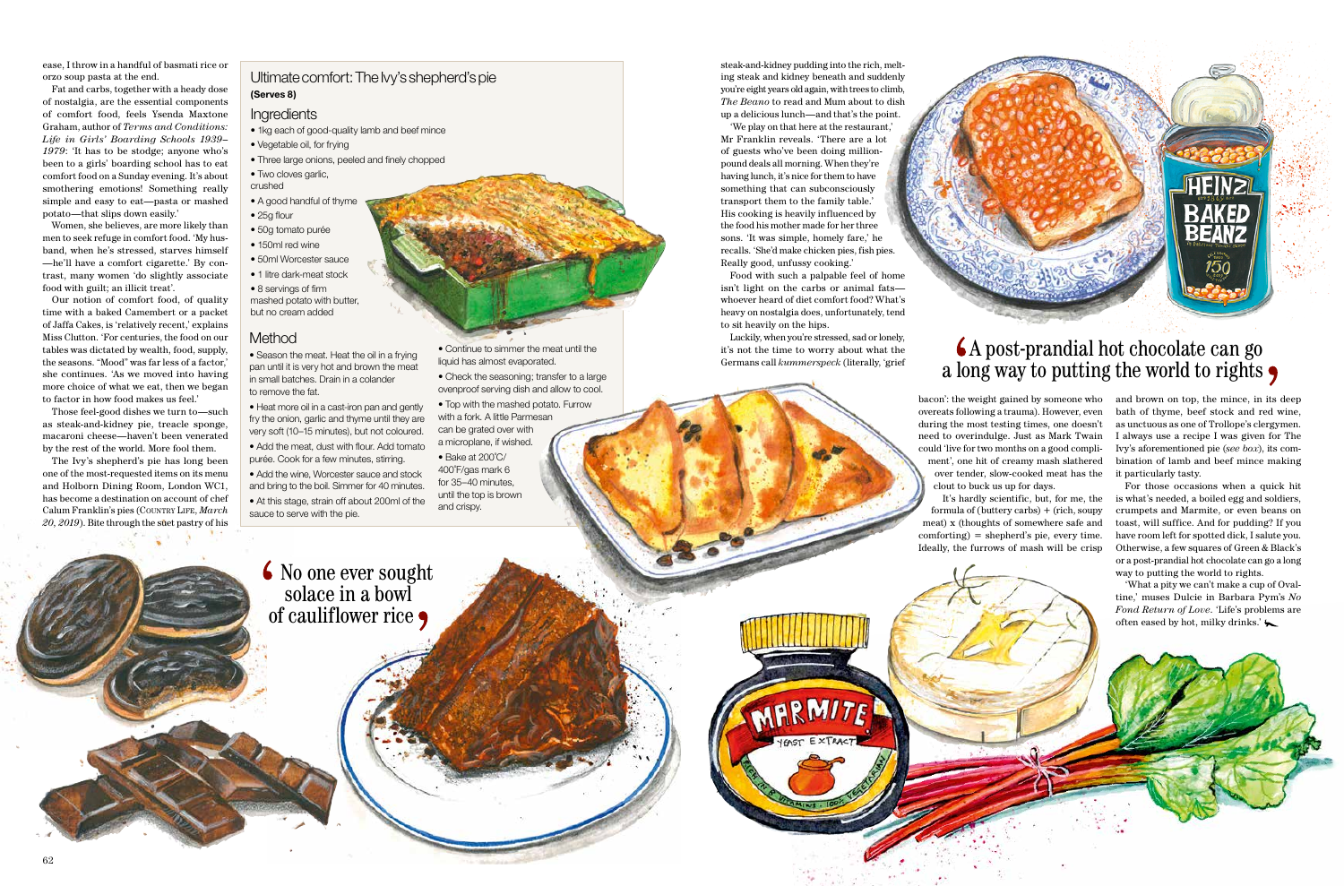ease, I throw in a handful of basmati rice or orzo soup pasta at the end.

Fat and carbs, together with a heady dose of nostalgia, are the essential components of comfort food, feels Ysenda Maxtone Graham, author of *Terms and Conditions: Life in Girls' Boarding Schools 1939–1979*: 'It has to be stodgy; anyone who's been to a girls' boarding school has to eat comfort food on a Sunday evening. It's about smothering emotions! Something really simple and easy to eat—pasta or mashed potato—that slips down easily.'

Women, she believes, are more likely than men to seek refuge in comfort food. 'My husband, when he's stressed, starves himself—he'll have a comfort cigarette.' By contrast, many women 'do slightly associate food with guilt; an illicit treat'.

Our notion of comfort food, of quality time with a baked Camembert or a packet of Jaffa Cakes, is 'relatively recent,' explains Miss Clutton. 'For centuries, the food on our tables was dictated by wealth, food, supply, the seasons. "Mood" was far less of a factor,' she continues. 'As we moved into having more choice of what we eat, then we began to factor in how food makes us feel.'

Those feel-good dishes we turn to—such as steak-and-kidney pie, treacle sponge, macaroni cheese—haven't been venerated by the rest of the world. More fool them.

The Ivy's shepherd's pie has long been one of the most-requested items on its menu and Holborn Dining Room, London WC1, has become a destination on account of chef Calum Franklin's pies (Country Life, *March 20, 2019*). Bite through the suet pastry of his steak-and-kidney pudding into the rich, melting steak and kidney beneath and suddenly you're eight years old again, with trees to climb, *The Beano* to read and Mum about to dish up a delicious lunch—and that's the point.

'We play on that here at the restaurant,' Mr Franklin reveals. 'There are a lot of guests who've been doing million-pound deals all morning. When they're having lunch, it's nice for them to have something that can subconsciously transport them to the family table.' His cooking is heavily influenced by the food his mother made for her three sons. 'It was simple, homely fare,' he recalls. 'She'd make chicken pies, fish pies. Really good, unfussy cooking.'

Food with such a palpable feel of home isn't light on the carbs or animal fats—whoever heard of diet comfort food? What's heavy on nostalgia does, unfortunately, tend to sit heavily on the hips.

Luckily, when you're stressed, sad or lonely, it's not the time to worry about what the Germans call *kummerspeck* (literally, 'grief bacon': the weight gained by someone who overeats following a trauma). However, even during the most testing times, one doesn't need to overindulge. Just as Mark Twain could 'live for two months on a good compliment', one hit of creamy mash slathered over tender, slow-cooked meat has the clout to buck us up for days.

It's hardly scientific, but, for me, the formula of (buttery carbs) + (rich, soupy meat) x (thoughts of somewhere safe and comforting) = shepherd's pie, every time. Ideally, the furrows of mash will be crisp and brown on top, the mince, in its deep bath of thyme, beef stock and red wine, as unctuous as one of Trollope's clergymen. I always use a recipe I was given for The Ivy's aforementioned pie (*see box*), its combination of lamb and beef mince making it particularly tasty.

For those occasions when a quick hit is what's needed, a boiled egg and soldiers, crumpets and Marmite, or even beans on toast, will suffice. And for pudding? If you have room left for spotted dick, I salute you. Otherwise, a few squares of Green & Black's or a post-prandial hot chocolate can go a long way to putting the world to rights.

'What a pity we can't make a cup of Ovaltine,' muses Dulcie in Barbara Pym's *No Fond Return of Love*. 'Life's problems are often eased by hot, milky drinks.'

> 'A post-prandial hot chocolate can go a long way to putting the world to rights'

> 'No one ever sought solace in a bowl of cauliflower rice'

## Ultimate comfort: The Ivy's shepherd's pie

**(Serves 8)**

### Ingredients

- 1kg each of good-quality lamb and beef mince
- Vegetable oil, for frying
- Three large onions, peeled and finely chopped
- Two cloves garlic, crushed
- A good handful of thyme
- 25g flour
- 50g tomato purée
- 150ml red wine
- 50ml Worcester sauce
- 1 litre dark-meat stock
- 8 servings of firm mashed potato with butter, but no cream added

### Method

- Season the meat. Heat the oil in a frying pan until it is very hot and brown the meat in small batches. Drain in a colander to remove the fat.
- Heat more oil in a cast-iron pan and gently fry the onion, garlic and thyme until they are very soft (10–15 minutes), but not coloured.
- Add the meat, dust with flour. Add tomato purée. Cook for a few minutes, stirring.
- Add the wine, Worcester sauce and stock and bring to the boil. Simmer for 40 minutes.
- At this stage, strain off about 200ml of the sauce to serve with the pie.
- Continue to simmer the meat until the liquid has almost evaporated.
- Check the seasoning; transfer to a large ovenproof serving dish and allow to cool.
- Top with the mashed potato. Furrow with a fork. A little Parmesan can be grated over with a microplane, if wished.
- Bake at 200˚C/400˚F/gas mark 6 for 35–40 minutes, until the top is brown and crispy.